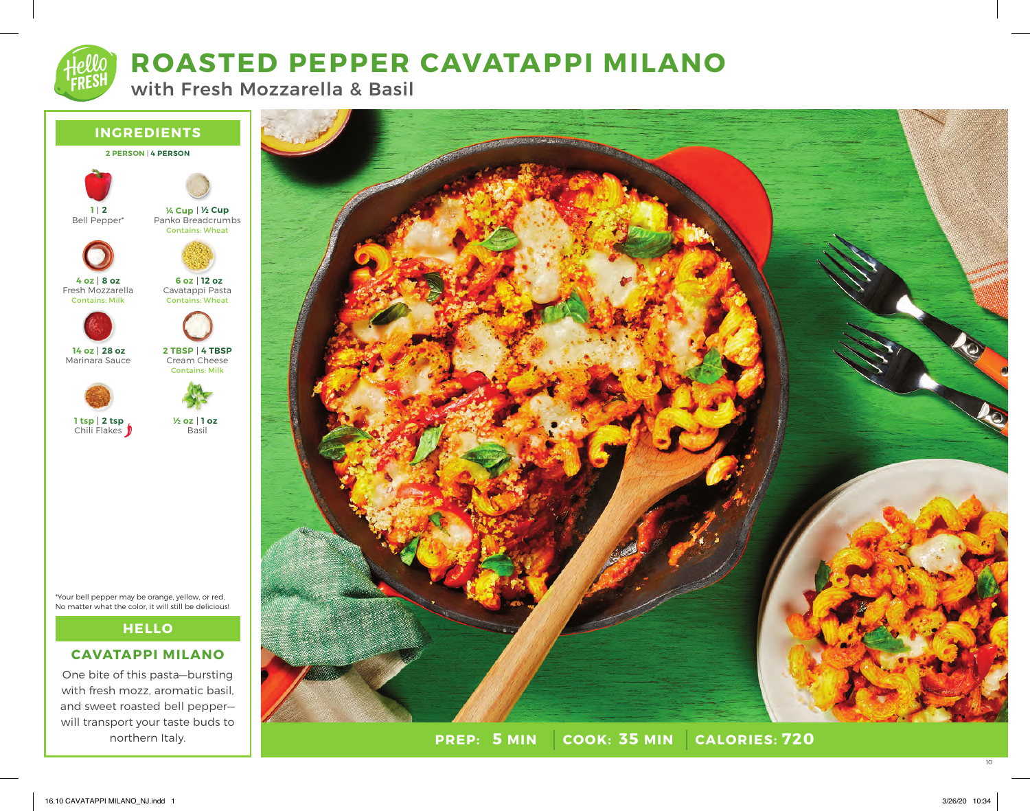# ROASTED PEPPER CAVATAPPI MILANO

## with Fresh Mozzarella & Basil

## INGREDIENTS

**2 PERSON | 4 PERSON**

- **1 | 2** Bell Pepper*
- **¼ Cup | ½ Cup** Panko Breadcrumbs — Contains: Wheat
- **4 oz | 8 oz** Fresh Mozzarella — Contains: Milk
- **6 oz | 12 oz** Cavatappi Pasta — Contains: Wheat
- **14 oz | 28 oz** Marinara Sauce
- **2 TBSP | 4 TBSP** Cream Cheese — Contains: Milk
- **1 tsp | 2 tsp** Chili Flakes
- **½ oz | 1 oz** Basil

*Your bell pepper may be orange, yellow, or red. No matter what the color, it will still be delicious!

## HELLO

### CAVATAPPI MILANO

One bite of this pasta—bursting with fresh mozz, aromatic basil, and sweet roasted bell pepper—will transport your taste buds to northern Italy.

**PREP: 5 MIN | COOK: 35 MIN | CALORIES: 720**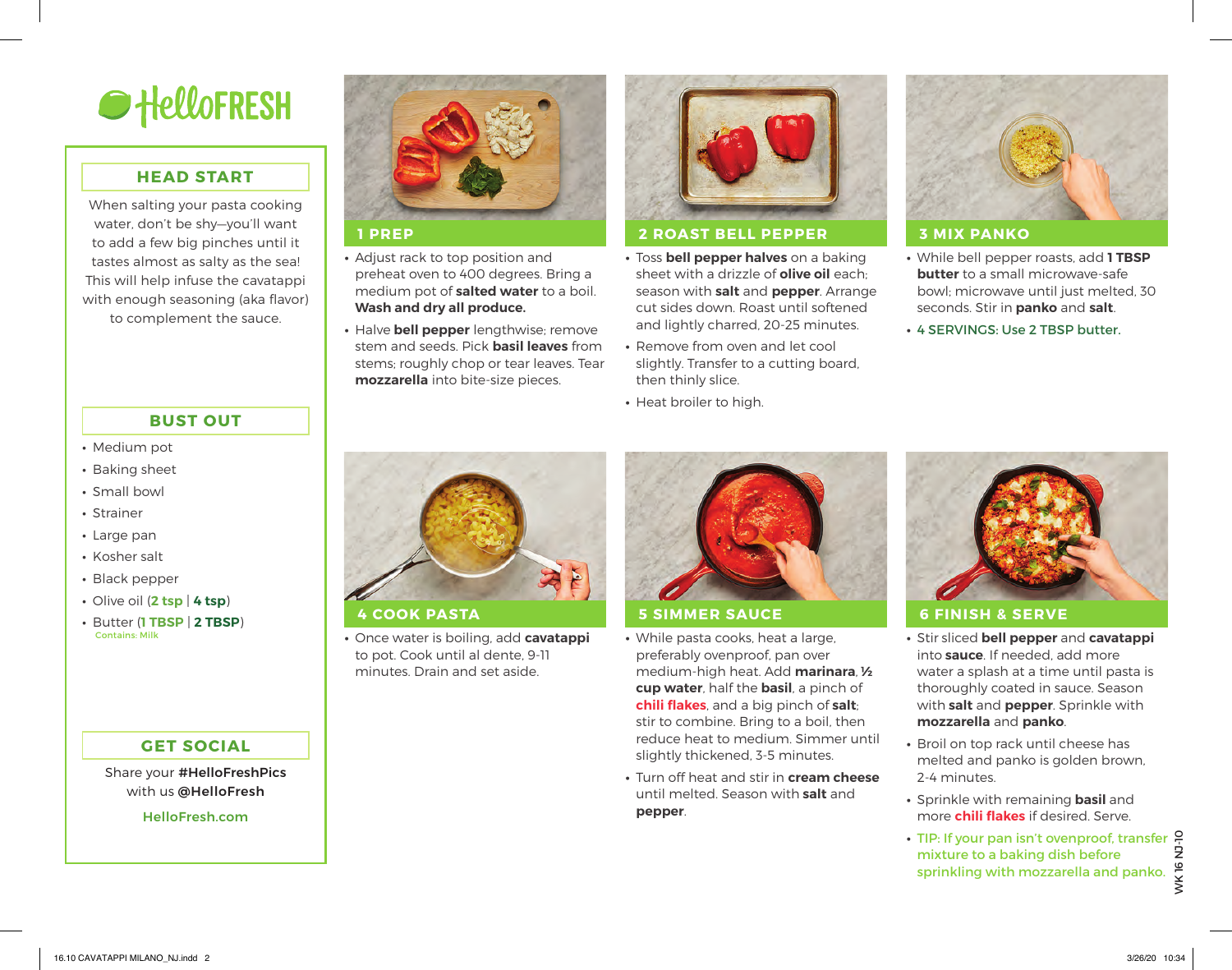# HelloFRESH

## HEAD START

When salting your pasta cooking water, don't be shy—you'll want to add a few big pinches until it tastes almost as salty as the sea! This will help infuse the cavatappi with enough seasoning (aka flavor) to complement the sauce.

## BUST OUT

- Medium pot
- Baking sheet
- Small bowl
- Strainer
- Large pan
- Kosher salt
- Black pepper
- Olive oil (2 tsp | 4 tsp)
- Butter (1 TBSP | 2 TBSP)
  Contains: Milk

## GET SOCIAL

Share your **#HelloFreshPics** with us **@HelloFresh**

HelloFresh.com

## 1 PREP

- Adjust rack to top position and preheat oven to 400 degrees. Bring a medium pot of **salted water** to a boil. **Wash and dry all produce.**
- Halve **bell pepper** lengthwise; remove stem and seeds. Pick **basil leaves** from stems; roughly chop or tear leaves. Tear **mozzarella** into bite-size pieces.

## 2 ROAST BELL PEPPER

- Toss **bell pepper halves** on a baking sheet with a drizzle of **olive oil** each; season with **salt** and **pepper**. Arrange cut sides down. Roast until softened and lightly charred, 20-25 minutes.
- Remove from oven and let cool slightly. Transfer to a cutting board, then thinly slice.
- Heat broiler to high.

## 3 MIX PANKO

- While bell pepper roasts, add **1 TBSP butter** to a small microwave-safe bowl; microwave until just melted, 30 seconds. Stir in **panko** and **salt**.
- 4 SERVINGS: Use 2 TBSP butter.

## 4 COOK PASTA

- Once water is boiling, add **cavatappi** to pot. Cook until al dente, 9-11 minutes. Drain and set aside.

## 5 SIMMER SAUCE

- While pasta cooks, heat a large, preferably ovenproof, pan over medium-high heat. Add **marinara**, **½ cup water**, half the **basil**, a pinch of **chili flakes**, and a big pinch of **salt**; stir to combine. Bring to a boil, then reduce heat to medium. Simmer until slightly thickened, 3-5 minutes.
- Turn off heat and stir in **cream cheese** until melted. Season with **salt** and **pepper**.

## 6 FINISH & SERVE

- Stir sliced **bell pepper** and **cavatappi** into **sauce**. If needed, add more water a splash at a time until pasta is thoroughly coated in sauce. Season with **salt** and **pepper**. Sprinkle with **mozzarella** and **panko**.
- Broil on top rack until cheese has melted and panko is golden brown, 2-4 minutes.
- Sprinkle with remaining **basil** and more **chili flakes** if desired. Serve.
- TIP: If your pan isn't ovenproof, transfer mixture to a baking dish before sprinkling with mozzarella and panko.

WK 16 NJ-10